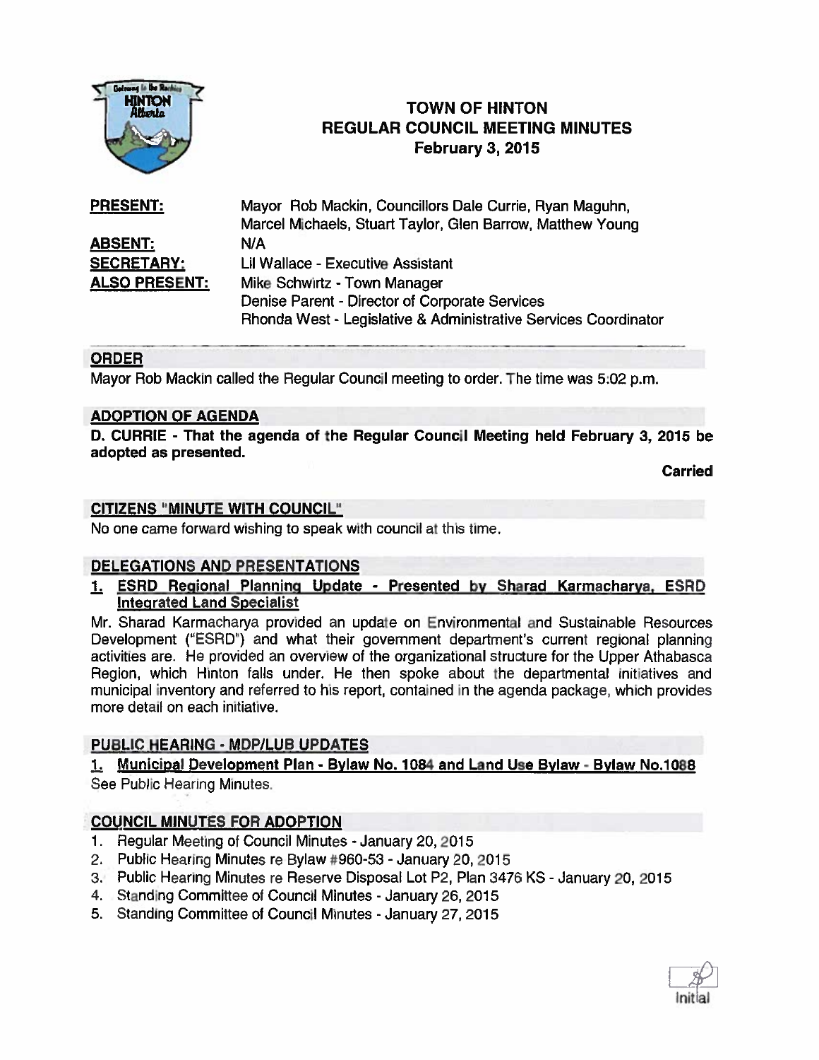# TOWN OF HINTON
## REGULAR COUNCIL MEETING MINUTES
### February 3, 2015

| | |
|---|---|
| **PRESENT:** | Mayor Rob Mackin, Councillors Dale Currie, Ryan Maguhn, Marcel Michaels, Stuart Taylor, Glen Barrow, Matthew Young |
| **ABSENT:** | N/A |
| **SECRETARY:** | Lil Wallace - Executive Assistant |
| **ALSO PRESENT:** | Mike Schwirtz - Town Manager<br>Denise Parent - Director of Corporate Services<br>Rhonda West - Legislative & Administrative Services Coordinator |

## ORDER

Mayor Rob Mackin called the Regular Council meeting to order. The time was 5:02 p.m.

## ADOPTION OF AGENDA

**D. CURRIE - That the agenda of the Regular Council Meeting held February 3, 2015 be adopted as presented.**

**Carried**

## CITIZENS "MINUTE WITH COUNCIL"

No one came forward wishing to speak with council at this time.

## DELEGATIONS AND PRESENTATIONS

**1. ESRD Regional Planning Update - Presented by Sharad Karmacharya, ESRD Integrated Land Specialist**

Mr. Sharad Karmacharya provided an update on Environmental and Sustainable Resources Development ("ESRD") and what their government department's current regional planning activities are. He provided an overview of the organizational structure for the Upper Athabasca Region, which Hinton falls under. He then spoke about the departmental initiatives and municipal inventory and referred to his report, contained in the agenda package, which provides more detail on each initiative.

## PUBLIC HEARING - MDP/LUB UPDATES

**1. Municipal Development Plan - Bylaw No. 1084 and Land Use Bylaw - Bylaw No.1088**

See Public Hearing Minutes.

## COUNCIL MINUTES FOR ADOPTION

1. Regular Meeting of Council Minutes - January 20, 2015
2. Public Hearing Minutes re Bylaw #960-53 - January 20, 2015
3. Public Hearing Minutes re Reserve Disposal Lot P2, Plan 3476 KS - January 20, 2015
4. Standing Committee of Council Minutes - January 26, 2015
5. Standing Committee of Council Minutes - January 27, 2015

Initial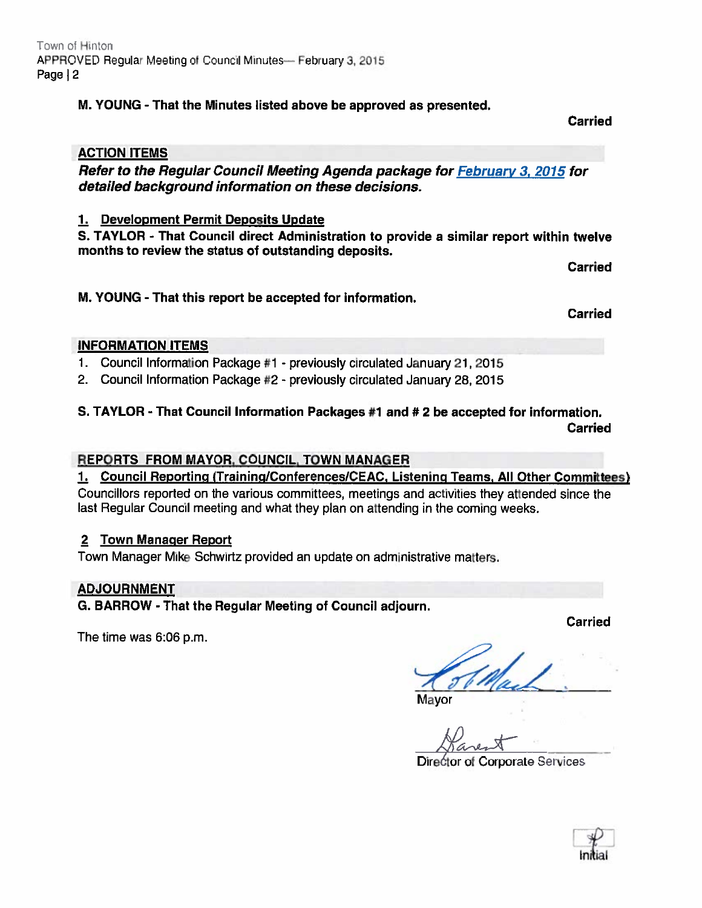**M. YOUNG - That the Minutes listed above be approved as presented.**

**Carried**

## ACTION ITEMS

***Refer to the Regular Council Meeting Agenda package for February 3, 2015 for detailed background information on these decisions.***

### 1. Development Permit Deposits Update

**S. TAYLOR - That Council direct Administration to provide a similar report within twelve months to review the status of outstanding deposits.**

**Carried**

**M. YOUNG - That this report be accepted for information.**

**Carried**

## INFORMATION ITEMS

1. Council Information Package #1 - previously circulated January 21, 2015
2. Council Information Package #2 - previously circulated January 28, 2015

**S. TAYLOR - That Council Information Packages #1 and # 2 be accepted for information.**

**Carried**

## REPORTS FROM MAYOR, COUNCIL, TOWN MANAGER

### 1. Council Reporting (Training/Conferences/CEAC, Listening Teams, All Other Committees)

Councillors reported on the various committees, meetings and activities they attended since the last Regular Council meeting and what they plan on attending in the coming weeks.

### 2 Town Manager Report

Town Manager Mike Schwirtz provided an update on administrative matters.

## ADJOURNMENT

**G. BARROW - That the Regular Meeting of Council adjourn.**

**Carried**

The time was 6:06 p.m.

Mayor

Director of Corporate Services

Initial